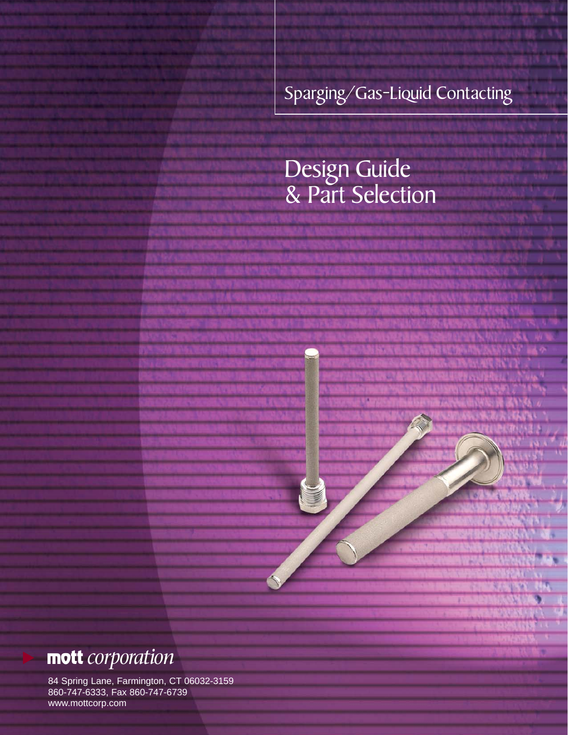Sparging/Gas-Liquid Contacting

# Design Guide & Part Selection

**mott** *corporation*

84 Spring Lane, Farmington, CT 06032-3159
860-747-6333, Fax 860-747-6739
www.mottcorp.com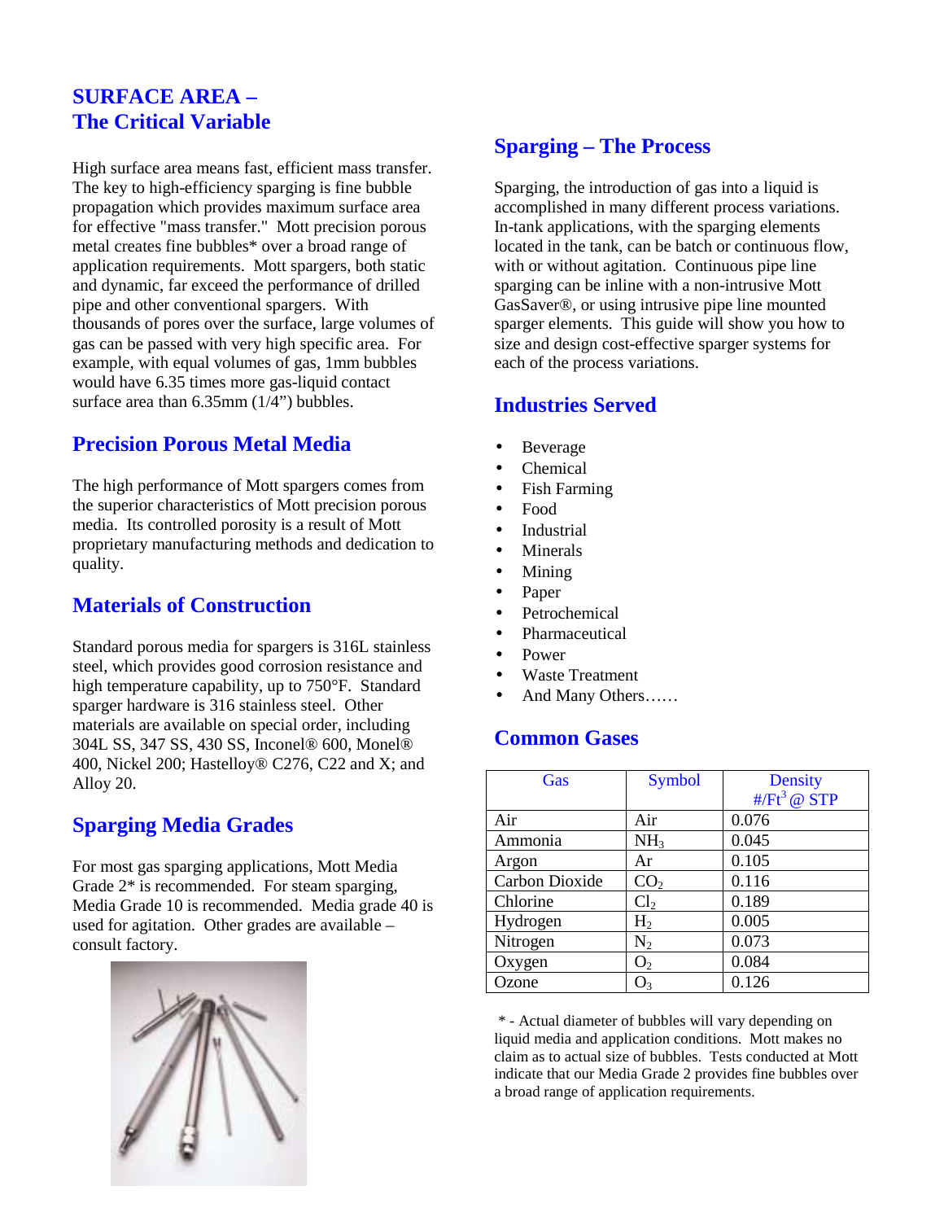## SURFACE AREA – The Critical Variable

High surface area means fast, efficient mass transfer. The key to high-efficiency sparging is fine bubble propagation which provides maximum surface area for effective "mass transfer." Mott precision porous metal creates fine bubbles* over a broad range of application requirements. Mott spargers, both static and dynamic, far exceed the performance of drilled pipe and other conventional spargers. With thousands of pores over the surface, large volumes of gas can be passed with very high specific area. For example, with equal volumes of gas, 1mm bubbles would have 6.35 times more gas-liquid contact surface area than 6.35mm (1/4") bubbles.

## Precision Porous Metal Media

The high performance of Mott spargers comes from the superior characteristics of Mott precision porous media. Its controlled porosity is a result of Mott proprietary manufacturing methods and dedication to quality.

## Materials of Construction

Standard porous media for spargers is 316L stainless steel, which provides good corrosion resistance and high temperature capability, up to 750°F. Standard sparger hardware is 316 stainless steel. Other materials are available on special order, including 304L SS, 347 SS, 430 SS, Inconel® 600, Monel® 400, Nickel 200; Hastelloy® C276, C22 and X; and Alloy 20.

## Sparging Media Grades

For most gas sparging applications, Mott Media Grade 2* is recommended. For steam sparging, Media Grade 10 is recommended. Media grade 40 is used for agitation. Other grades are available – consult factory.

## Sparging – The Process

Sparging, the introduction of gas into a liquid is accomplished in many different process variations. In-tank applications, with the sparging elements located in the tank, can be batch or continuous flow, with or without agitation. Continuous pipe line sparging can be inline with a non-intrusive Mott GasSaver®, or using intrusive pipe line mounted sparger elements. This guide will show you how to size and design cost-effective sparger systems for each of the process variations.

## Industries Served

- Beverage
- Chemical
- Fish Farming
- Food
- Industrial
- Minerals
- Mining
- Paper
- Petrochemical
- Pharmaceutical
- Power
- Waste Treatment
- And Many Others……

## Common Gases

| Gas | Symbol | Density #/Ft$^3$ @ STP |
|---|---|---|
| Air | Air | 0.076 |
| Ammonia | $NH_3$ | 0.045 |
| Argon | Ar | 0.105 |
| Carbon Dioxide | $CO_2$ | 0.116 |
| Chlorine | $Cl_2$ | 0.189 |
| Hydrogen | $H_2$ | 0.005 |
| Nitrogen | $N_2$ | 0.073 |
| Oxygen | $O_2$ | 0.084 |
| Ozone | $O_3$ | 0.126 |

* - Actual diameter of bubbles will vary depending on liquid media and application conditions. Mott makes no claim as to actual size of bubbles. Tests conducted at Mott indicate that our Media Grade 2 provides fine bubbles over a broad range of application requirements.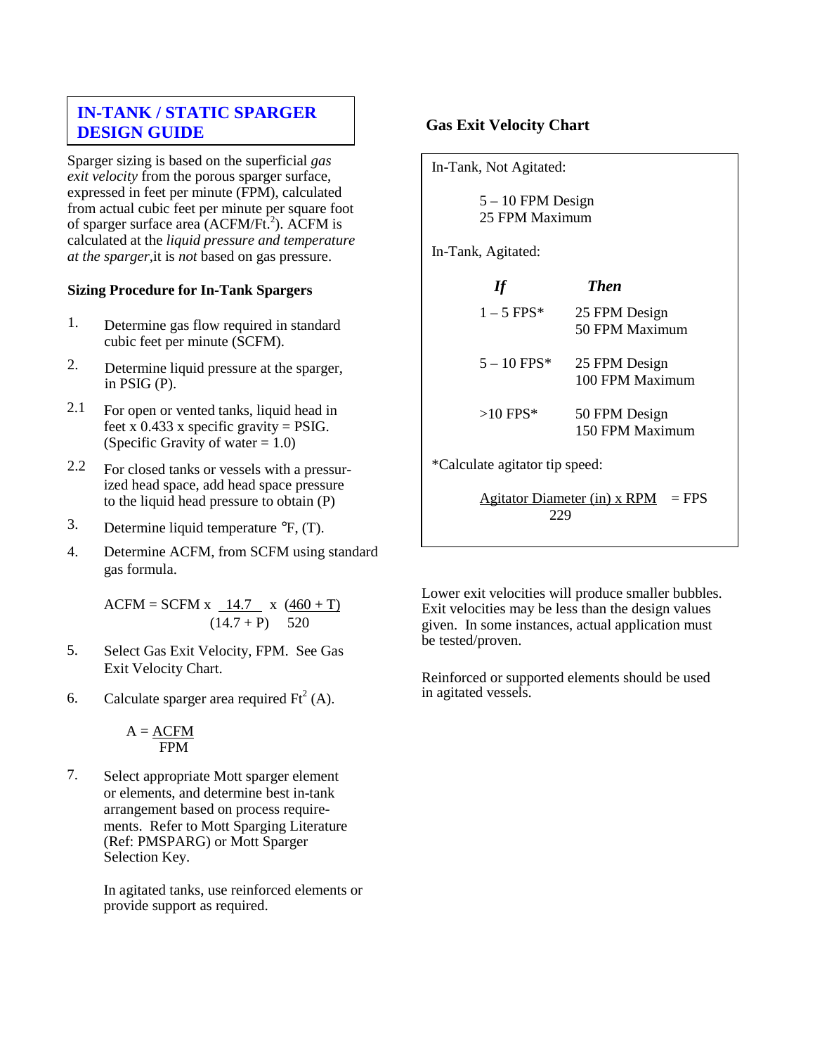# IN-TANK / STATIC SPARGER DESIGN GUIDE

Sparger sizing is based on the superficial *gas exit velocity* from the porous sparger surface, expressed in feet per minute (FPM), calculated from actual cubic feet per minute per square foot of sparger surface area (ACFM/Ft.$^2$). ACFM is calculated at the *liquid pressure and temperature at the sparger*,it is *not* based on gas pressure.

### Sizing Procedure for In-Tank Spargers

1. Determine gas flow required in standard cubic feet per minute (SCFM).

2. Determine liquid pressure at the sparger, in PSIG (P).

2.1 For open or vented tanks, liquid head in feet x 0.433 x specific gravity = PSIG. (Specific Gravity of water = 1.0)

2.2 For closed tanks or vessels with a pressurized head space, add head space pressure to the liquid head pressure to obtain (P)

3. Determine liquid temperature °F, (T).

4. Determine ACFM, from SCFM using standard gas formula.

$$ACFM = SCFM \times \frac{14.7}{(14.7 + P)} \times \frac{(460 + T)}{520}$$

5. Select Gas Exit Velocity, FPM. See Gas Exit Velocity Chart.

6. Calculate sparger area required Ft$^2$ (A).

$$A = \frac{ACFM}{FPM}$$

7. Select appropriate Mott sparger element or elements, and determine best in-tank arrangement based on process requirements. Refer to Mott Sparging Literature (Ref: PMSPARG) or Mott Sparger Selection Key.

   In agitated tanks, use reinforced elements or provide support as required.

### Gas Exit Velocity Chart

In-Tank, Not Agitated:

5 – 10 FPM Design
25 FPM Maximum

In-Tank, Agitated:

| *If* | *Then* |
|---|---|
| 1 – 5 FPS* | 25 FPM Design<br>50 FPM Maximum |
| 5 – 10 FPS* | 25 FPM Design<br>100 FPM Maximum |
| >10 FPS* | 50 FPM Design<br>150 FPM Maximum |

*Calculate agitator tip speed:

$$\frac{\text{Agitator Diameter (in)} \times \text{RPM}}{229} = \text{FPS}$$

Lower exit velocities will produce smaller bubbles. Exit velocities may be less than the design values given. In some instances, actual application must be tested/proven.

Reinforced or supported elements should be used in agitated vessels.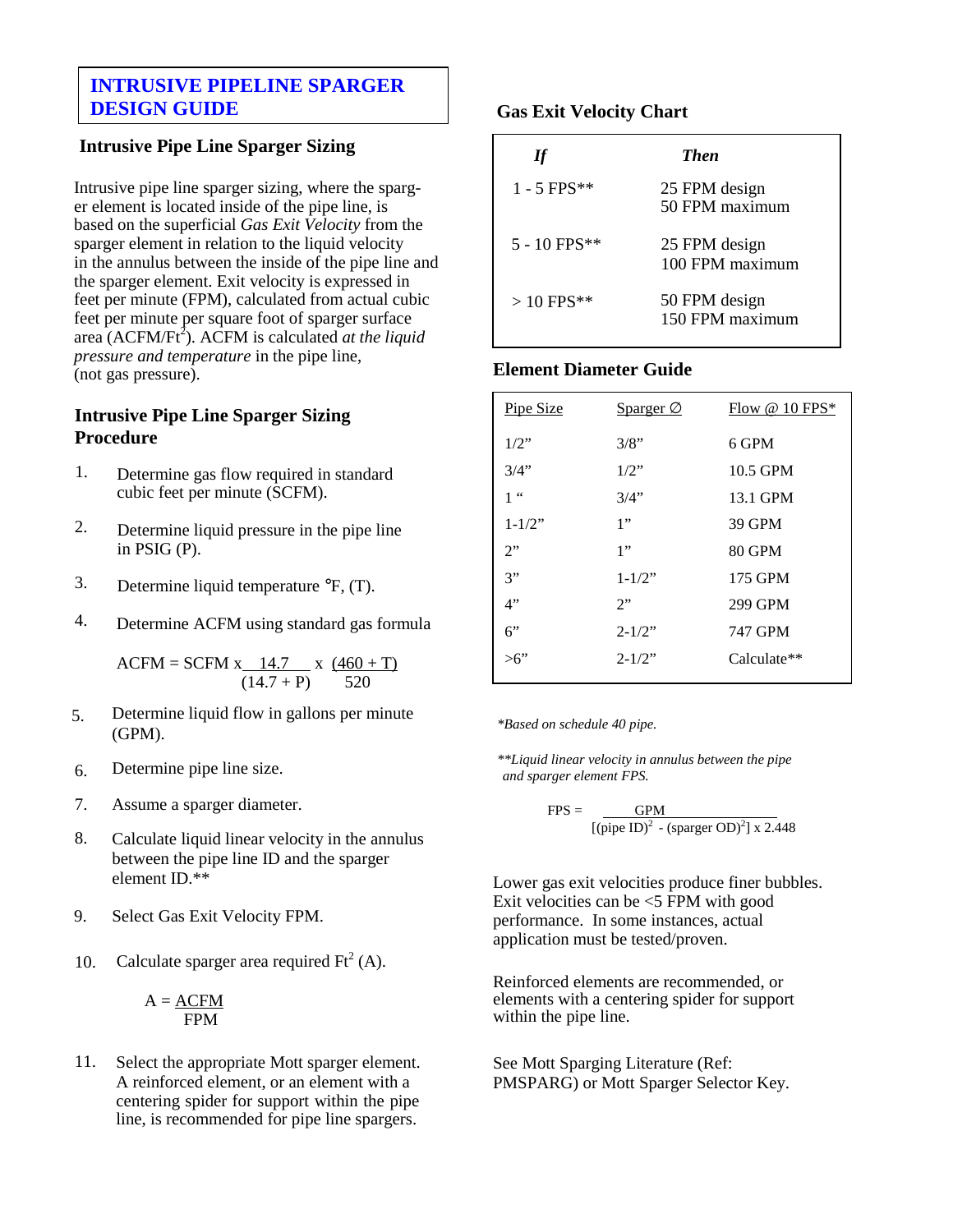# INTRUSIVE PIPELINE SPARGER DESIGN GUIDE

## Intrusive Pipe Line Sparger Sizing

Intrusive pipe line sparger sizing, where the sparger element is located inside of the pipe line, is based on the superficial *Gas Exit Velocity* from the sparger element in relation to the liquid velocity in the annulus between the inside of the pipe line and the sparger element. Exit velocity is expressed in feet per minute (FPM), calculated from actual cubic feet per minute per square foot of sparger surface area (ACFM/$Ft^2$). ACFM is calculated *at the liquid pressure and temperature* in the pipe line, (not gas pressure).

## Intrusive Pipe Line Sparger Sizing Procedure

1. Determine gas flow required in standard cubic feet per minute (SCFM).
2. Determine liquid pressure in the pipe line in PSIG (P).
3. Determine liquid temperature °F, (T).
4. Determine ACFM using standard gas formula

$$\text{ACFM} = \text{SCFM} \times \frac{14.7}{(14.7 + P)} \times \frac{(460 + T)}{520}$$

5. Determine liquid flow in gallons per minute (GPM).
6. Determine pipe line size.
7. Assume a sparger diameter.
8. Calculate liquid linear velocity in the annulus between the pipe line ID and the sparger element ID.**
9. Select Gas Exit Velocity FPM.
10. Calculate sparger area required $Ft^2$ (A).

$$A = \frac{\text{ACFM}}{\text{FPM}}$$

11. Select the appropriate Mott sparger element. A reinforced element, or an element with a centering spider for support within the pipe line, is recommended for pipe line spargers.

## Gas Exit Velocity Chart

| *If* | *Then* |
|---|---|
| 1 - 5 FPS** | 25 FPM design<br>50 FPM maximum |
| 5 - 10 FPS** | 25 FPM design<br>100 FPM maximum |
| > 10 FPS** | 50 FPM design<br>150 FPM maximum |

## Element Diameter Guide

| Pipe Size | Sparger ∅ | Flow @ 10 FPS* |
|---|---|---|
| 1/2" | 3/8" | 6 GPM |
| 3/4" | 1/2" | 10.5 GPM |
| 1 " | 3/4" | 13.1 GPM |
| 1-1/2" | 1" | 39 GPM |
| 2" | 1" | 80 GPM |
| 3" | 1-1/2" | 175 GPM |
| 4" | 2" | 299 GPM |
| 6" | 2-1/2" | 747 GPM |
| >6" | 2-1/2" | Calculate** |

*\*Based on schedule 40 pipe.*

*\*\*Liquid linear velocity in annulus between the pipe and sparger element FPS.*

$$\text{FPS} = \frac{\text{GPM}}{[(\text{pipe ID})^2 - (\text{sparger OD})^2] \times 2.448}$$

Lower gas exit velocities produce finer bubbles. Exit velocities can be <5 FPM with good performance. In some instances, actual application must be tested/proven.

Reinforced elements are recommended, or elements with a centering spider for support within the pipe line.

See Mott Sparging Literature (Ref: PMSPARG) or Mott Sparger Selector Key.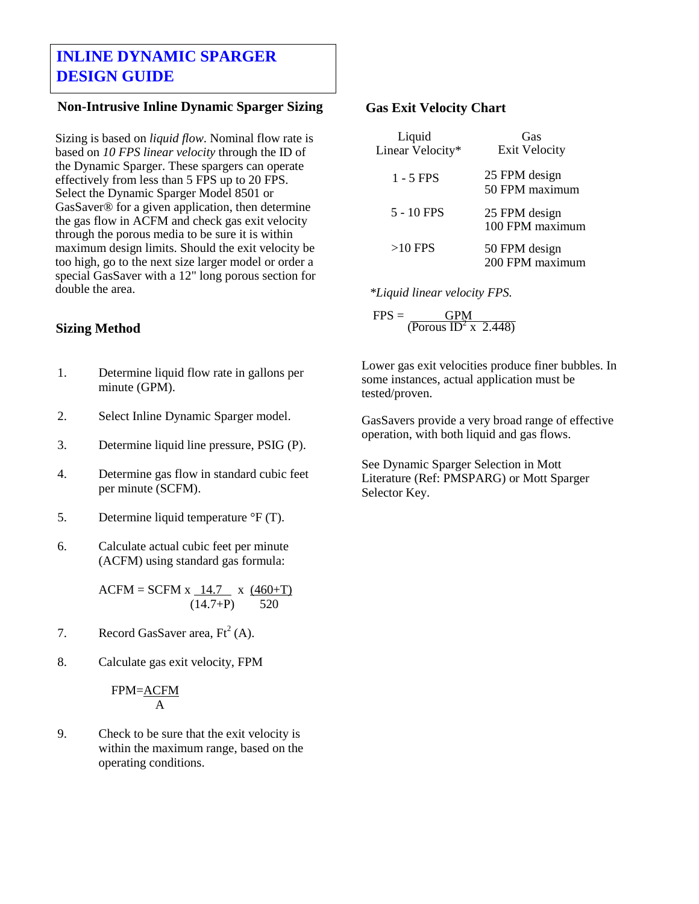# INLINE DYNAMIC SPARGER DESIGN GUIDE

## Non-Intrusive Inline Dynamic Sparger Sizing

Sizing is based on *liquid flow*. Nominal flow rate is based on *10 FPS linear velocity* through the ID of the Dynamic Sparger. These spargers can operate effectively from less than 5 FPS up to 20 FPS. Select the Dynamic Sparger Model 8501 or GasSaver® for a given application, then determine the gas flow in ACFM and check gas exit velocity through the porous media to be sure it is within maximum design limits. Should the exit velocity be too high, go to the next size larger model or order a special GasSaver with a 12" long porous section for double the area.

## Sizing Method

1. Determine liquid flow rate in gallons per minute (GPM).
2. Select Inline Dynamic Sparger model.
3. Determine liquid line pressure, PSIG (P).
4. Determine gas flow in standard cubic feet per minute (SCFM).
5. Determine liquid temperature °F (T).
6. Calculate actual cubic feet per minute (ACFM) using standard gas formula:

$$ACFM = SCFM \times \frac{14.7}{(14.7+P)} \times \frac{(460+T)}{520}$$

7. Record GasSaver area, $Ft^2$ (A).
8. Calculate gas exit velocity, FPM

$$FPM = \frac{ACFM}{A}$$

9. Check to be sure that the exit velocity is within the maximum range, based on the operating conditions.

## Gas Exit Velocity Chart

| Liquid Linear Velocity* | Gas Exit Velocity |
|---|---|
| 1 - 5 FPS | 25 FPM design<br>50 FPM maximum |
| 5 - 10 FPS | 25 FPM design<br>100 FPM maximum |
| >10 FPS | 50 FPM design<br>200 FPM maximum |

*\*Liquid linear velocity FPS.*

$$FPS = \frac{GPM}{(\text{Porous ID}^2 \times 2.448)}$$

Lower gas exit velocities produce finer bubbles. In some instances, actual application must be tested/proven.

GasSavers provide a very broad range of effective operation, with both liquid and gas flows.

See Dynamic Sparger Selection in Mott Literature (Ref: PMSPARG) or Mott Sparger Selector Key.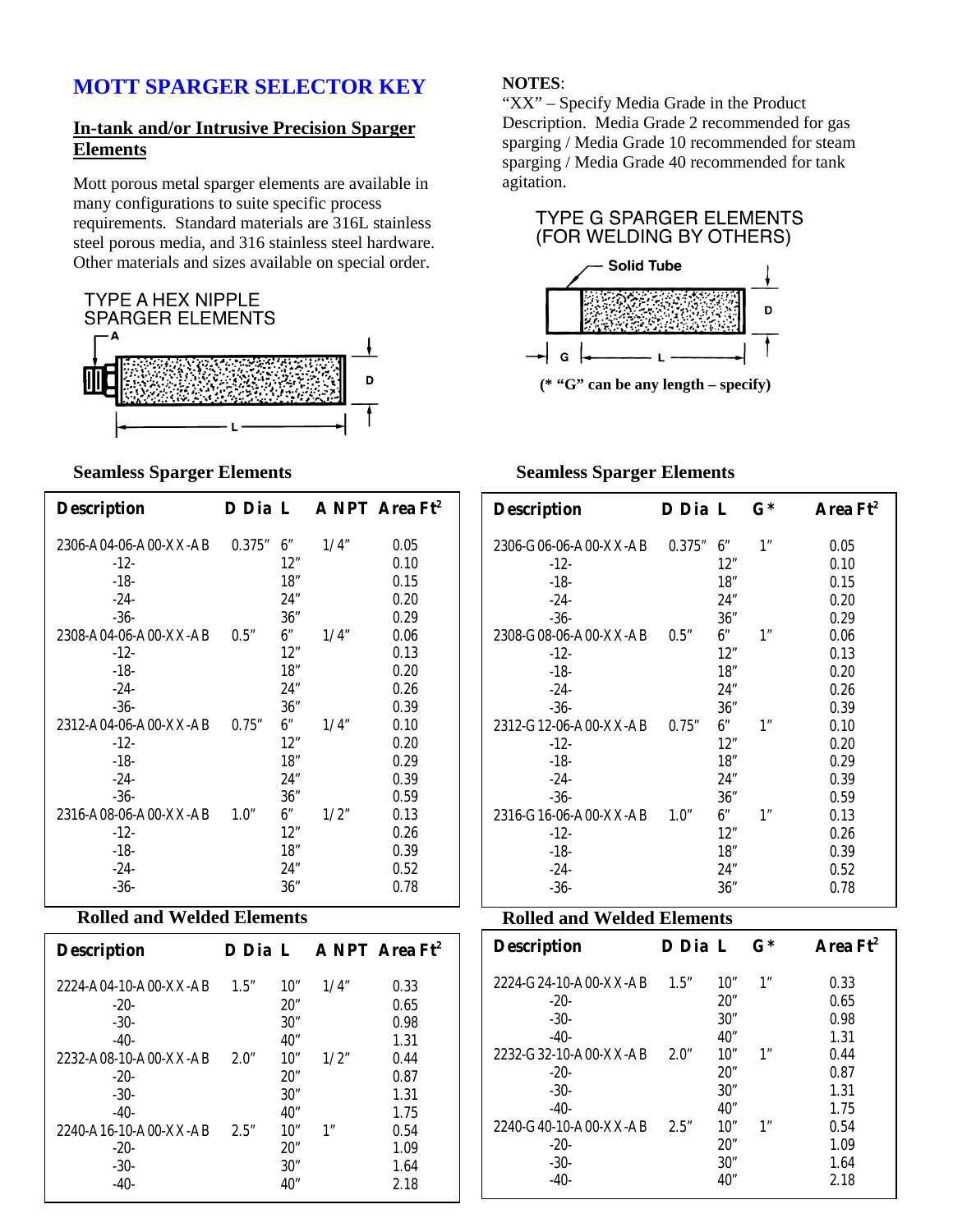# MOTT SPARGER SELECTOR KEY

## In-tank and/or Intrusive Precision Sparger Elements

Mott porous metal sparger elements are available in many configurations to suite specific process requirements. Standard materials are 316L stainless steel porous media, and 316 stainless steel hardware. Other materials and sizes available on special order.

TYPE A HEX NIPPLE SPARGER ELEMENTS

A

D

L

### Seamless Sparger Elements

| Description | D Dia | L | A NPT | Area Ft² |
|---|---|---|---|---|
| 2306-A04-06-A00-XX-AB | 0.375" | 6" | 1/4" | 0.05 |
| -12- | | 12" | | 0.10 |
| -18- | | 18" | | 0.15 |
| -24- | | 24" | | 0.20 |
| -36- | | 36" | | 0.29 |
| 2308-A04-06-A00-XX-AB | 0.5" | 6" | 1/4" | 0.06 |
| -12- | | 12" | | 0.13 |
| -18- | | 18" | | 0.20 |
| -24- | | 24" | | 0.26 |
| -36- | | 36" | | 0.39 |
| 2312-A04-06-A00-XX-AB | 0.75" | 6" | 1/4" | 0.10 |
| -12- | | 12" | | 0.20 |
| -18- | | 18" | | 0.29 |
| -24- | | 24" | | 0.39 |
| -36- | | 36" | | 0.59 |
| 2316-A08-06-A00-XX-AB | 1.0" | 6" | 1/2" | 0.13 |
| -12- | | 12" | | 0.26 |
| -18- | | 18" | | 0.39 |
| -24- | | 24" | | 0.52 |
| -36- | | 36" | | 0.78 |

### Rolled and Welded Elements

| Description | D Dia | L | A NPT | Area Ft² |
|---|---|---|---|---|
| 2224-A04-10-A00-XX-AB | 1.5" | 10" | 1/4" | 0.33 |
| -20- | | 20" | | 0.65 |
| -30- | | 30" | | 0.98 |
| -40- | | 40" | | 1.31 |
| 2232-A08-10-A00-XX-AB | 2.0" | 10" | 1/2" | 0.44 |
| -20- | | 20" | | 0.87 |
| -30- | | 30" | | 1.31 |
| -40- | | 40" | | 1.75 |
| 2240-A16-10-A00-XX-AB | 2.5" | 10" | 1" | 0.54 |
| -20- | | 20" | | 1.09 |
| -30- | | 30" | | 1.64 |
| -40- | | 40" | | 2.18 |

**NOTES**:
"XX" – Specify Media Grade in the Product Description. Media Grade 2 recommended for gas sparging / Media Grade 10 recommended for steam sparging / Media Grade 40 recommended for tank agitation.

TYPE G SPARGER ELEMENTS (FOR WELDING BY OTHERS)

Solid Tube

D

G L

**(* "G" can be any length – specify)**

### Seamless Sparger Elements

| Description | D Dia | L | G* | Area Ft² |
|---|---|---|---|---|
| 2306-G06-06-A00-XX-AB | 0.375" | 6" | 1" | 0.05 |
| -12- | | 12" | | 0.10 |
| -18- | | 18" | | 0.15 |
| -24- | | 24" | | 0.20 |
| -36- | | 36" | | 0.29 |
| 2308-G08-06-A00-XX-AB | 0.5" | 6" | 1" | 0.06 |
| -12- | | 12" | | 0.13 |
| -18- | | 18" | | 0.20 |
| -24- | | 24" | | 0.26 |
| -36- | | 36" | | 0.39 |
| 2312-G12-06-A00-XX-AB | 0.75" | 6" | 1" | 0.10 |
| -12- | | 12" | | 0.20 |
| -18- | | 18" | | 0.29 |
| -24- | | 24" | | 0.39 |
| -36- | | 36" | | 0.59 |
| 2316-G16-06-A00-XX-AB | 1.0" | 6" | 1" | 0.13 |
| -12- | | 12" | | 0.26 |
| -18- | | 18" | | 0.39 |
| -24- | | 24" | | 0.52 |
| -36- | | 36" | | 0.78 |

### Rolled and Welded Elements

| Description | D Dia | L | G* | Area Ft² |
|---|---|---|---|---|
| 2224-G24-10-A00-XX-AB | 1.5" | 10" | 1" | 0.33 |
| -20- | | 20" | | 0.65 |
| -30- | | 30" | | 0.98 |
| -40- | | 40" | | 1.31 |
| 2232-G32-10-A00-XX-AB | 2.0" | 10" | 1" | 0.44 |
| -20- | | 20" | | 0.87 |
| -30- | | 30" | | 1.31 |
| -40- | | 40" | | 1.75 |
| 2240-G40-10-A00-XX-AB | 2.5" | 10" | 1" | 0.54 |
| -20- | | 20" | | 1.09 |
| -30- | | 30" | | 1.64 |
| -40- | | 40" | | 2.18 |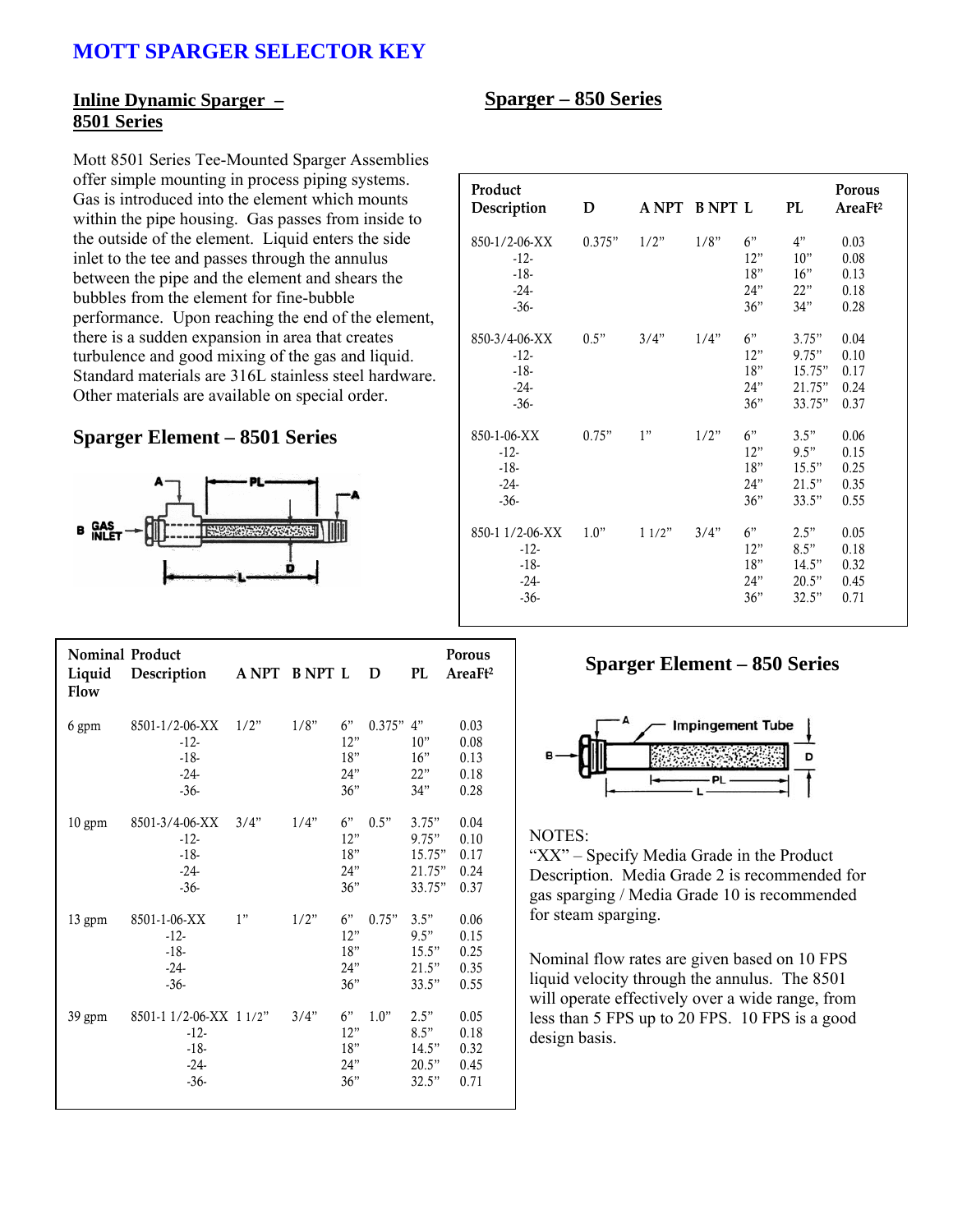# MOTT SPARGER SELECTOR KEY

## Inline Dynamic Sparger – 8501 Series

Mott 8501 Series Tee-Mounted Sparger Assemblies offer simple mounting in process piping systems. Gas is introduced into the element which mounts within the pipe housing. Gas passes from inside to the outside of the element. Liquid enters the side inlet to the tee and passes through the annulus between the pipe and the element and shears the bubbles from the element for fine-bubble performance. Upon reaching the end of the element, there is a sudden expansion in area that creates turbulence and good mixing of the gas and liquid. Standard materials are 316L stainless steel hardware. Other materials are available on special order.

## Sparger Element – 8501 Series

| Nominal Liquid Flow | Product Description | A NPT | B NPT | L | D | PL | Porous AreaFt² |
|---|---|---|---|---|---|---|---|
| 6 gpm | 8501-1/2-06-XX | 1/2" | 1/8" | 6" | 0.375" | 4" | 0.03 |
| | -12- | | | 12" | | 10" | 0.08 |
| | -18- | | | 18" | | 16" | 0.13 |
| | -24- | | | 24" | | 22" | 0.18 |
| | -36- | | | 36" | | 34" | 0.28 |
| 10 gpm | 8501-3/4-06-XX | 3/4" | 1/4" | 6" | 0.5" | 3.75" | 0.04 |
| | -12- | | | 12" | | 9.75" | 0.10 |
| | -18- | | | 18" | | 15.75" | 0.17 |
| | -24- | | | 24" | | 21.75" | 0.24 |
| | -36- | | | 36" | | 33.75" | 0.37 |
| 13 gpm | 8501-1-06-XX | 1" | 1/2" | 6" | 0.75" | 3.5" | 0.06 |
| | -12- | | | 12" | | 9.5" | 0.15 |
| | -18- | | | 18" | | 15.5" | 0.25 |
| | -24- | | | 24" | | 21.5" | 0.35 |
| | -36- | | | 36" | | 33.5" | 0.55 |
| 39 gpm | 8501-1 1/2-06-XX | 1 1/2" | 3/4" | 6" | 1.0" | 2.5" | 0.05 |
| | -12- | | | 12" | | 8.5" | 0.18 |
| | -18- | | | 18" | | 14.5" | 0.32 |
| | -24- | | | 24" | | 20.5" | 0.45 |
| | -36- | | | 36" | | 32.5" | 0.71 |

## Sparger – 850 Series

| Product Description | D | A NPT | B NPT | L | PL | Porous AreaFt² |
|---|---|---|---|---|---|---|
| 850-1/2-06-XX | 0.375" | 1/2" | 1/8" | 6" | 4" | 0.03 |
| -12- | | | | 12" | 10" | 0.08 |
| -18- | | | | 18" | 16" | 0.13 |
| -24- | | | | 24" | 22" | 0.18 |
| -36- | | | | 36" | 34" | 0.28 |
| 850-3/4-06-XX | 0.5" | 3/4" | 1/4" | 6" | 3.75" | 0.04 |
| -12- | | | | 12" | 9.75" | 0.10 |
| -18- | | | | 18" | 15.75" | 0.17 |
| -24- | | | | 24" | 21.75" | 0.24 |
| -36- | | | | 36" | 33.75" | 0.37 |
| 850-1-06-XX | 0.75" | 1" | 1/2" | 6" | 3.5" | 0.06 |
| -12- | | | | 12" | 9.5" | 0.15 |
| -18- | | | | 18" | 15.5" | 0.25 |
| -24- | | | | 24" | 21.5" | 0.35 |
| -36- | | | | 36" | 33.5" | 0.55 |
| 850-1 1/2-06-XX | 1.0" | 1 1/2" | 3/4" | 6" | 2.5" | 0.05 |
| -12- | | | | 12" | 8.5" | 0.18 |
| -18- | | | | 18" | 14.5" | 0.32 |
| -24- | | | | 24" | 20.5" | 0.45 |
| -36- | | | | 36" | 32.5" | 0.71 |

## Sparger Element – 850 Series

NOTES:
"XX" – Specify Media Grade in the Product Description. Media Grade 2 is recommended for gas sparging / Media Grade 10 is recommended for steam sparging.

Nominal flow rates are given based on 10 FPS liquid velocity through the annulus. The 8501 will operate effectively over a wide range, from less than 5 FPS up to 20 FPS. 10 FPS is a good design basis.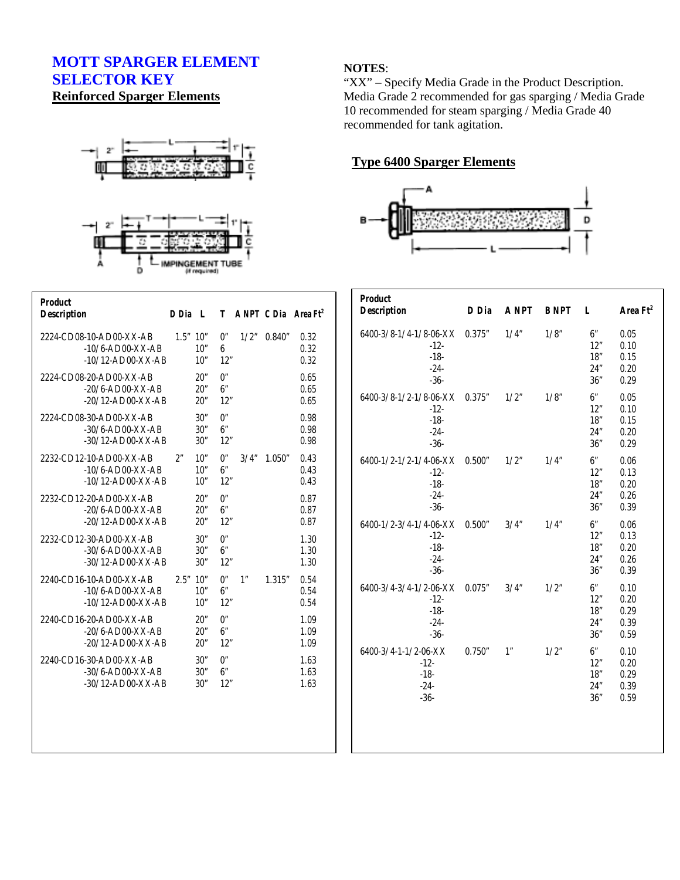# MOTT SPARGER ELEMENT SELECTOR KEY

## Reinforced Sparger Elements

| Product Description | D Dia | L | T | A NPT | C Dia | Area Ft$^2$ |
|---|---|---|---|---|---|---|
| 2224-CD08-10-AD00-XX-AB | 1.5" | 10" | 0" | 1/2" | 0.840" | 0.32 |
| -10/6-AD00-XX-AB | | 10" | 6 | | | 0.32 |
| -10/12-AD00-XX-AB | | 10" | 12" | | | 0.32 |
| 2224-CD08-20-AD00-XX-AB | | 20" | 0" | | | 0.65 |
| -20/6-AD00-XX-AB | | 20" | 6" | | | 0.65 |
| -20/12-AD00-XX-AB | | 20" | 12" | | | 0.65 |
| 2224-CD08-30-AD00-XX-AB | | 30" | 0" | | | 0.98 |
| -30/6-AD00-XX-AB | | 30" | 6" | | | 0.98 |
| -30/12-AD00-XX-AB | | 30" | 12" | | | 0.98 |
| 2232-CD12-10-AD00-XX-AB | 2" | 10" | 0" | 3/4" | 1.050" | 0.43 |
| -10/6-AD00-XX-AB | | 10" | 6" | | | 0.43 |
| -10/12-AD00-XX-AB | | 10" | 12" | | | 0.43 |
| 2232-CD12-20-AD00-XX-AB | | 20" | 0" | | | 0.87 |
| -20/6-AD00-XX-AB | | 20" | 6" | | | 0.87 |
| -20/12-AD00-XX-AB | | 20" | 12" | | | 0.87 |
| 2232-CD12-30-AD00-XX-AB | | 30" | 0" | | | 1.30 |
| -30/6-AD00-XX-AB | | 30" | 6" | | | 1.30 |
| -30/12-AD00-XX-AB | | 30" | 12" | | | 1.30 |
| 2240-CD16-10-AD00-XX-AB | 2.5" | 10" | 0" | 1" | 1.315" | 0.54 |
| -10/6-AD00-XX-AB | | 10" | 6" | | | 0.54 |
| -10/12-AD00-XX-AB | | 10" | 12" | | | 0.54 |
| 2240-CD16-20-AD00-XX-AB | | 20" | 0" | | | 1.09 |
| -20/6-AD00-XX-AB | | 20" | 6" | | | 1.09 |
| -20/12-AD00-XX-AB | | 20" | 12" | | | 1.09 |
| 2240-CD16-30-AD00-XX-AB | | 30" | 0" | | | 1.63 |
| -30/6-AD00-XX-AB | | 30" | 6" | | | 1.63 |
| -30/12-AD00-XX-AB | | 30" | 12" | | | 1.63 |

**NOTES**:
"XX" – Specify Media Grade in the Product Description. Media Grade 2 recommended for gas sparging / Media Grade 10 recommended for steam sparging / Media Grade 40 recommended for tank agitation.

## Type 6400 Sparger Elements

| Product Description | D Dia | A NPT | B NPT | L | Area Ft$^2$ |
|---|---|---|---|---|---|
| 6400-3/8-1/4-1/8-06-XX | 0.375" | 1/4" | 1/8" | 6" | 0.05 |
| -12- | | | | 12" | 0.10 |
| -18- | | | | 18" | 0.15 |
| -24- | | | | 24" | 0.20 |
| -36- | | | | 36" | 0.29 |
| 6400-3/8-1/2-1/8-06-XX | 0.375" | 1/2" | 1/8" | 6" | 0.05 |
| -12- | | | | 12" | 0.10 |
| -18- | | | | 18" | 0.15 |
| -24- | | | | 24" | 0.20 |
| -36- | | | | 36" | 0.29 |
| 6400-1/2-1/2-1/4-06-XX | 0.500" | 1/2" | 1/4" | 6" | 0.06 |
| -12- | | | | 12" | 0.13 |
| -18- | | | | 18" | 0.20 |
| -24- | | | | 24" | 0.26 |
| -36- | | | | 36" | 0.39 |
| 6400-1/2-3/4-1/4-06-XX | 0.500" | 3/4" | 1/4" | 6" | 0.06 |
| -12- | | | | 12" | 0.13 |
| -18- | | | | 18" | 0.20 |
| -24- | | | | 24" | 0.26 |
| -36- | | | | 36" | 0.39 |
| 6400-3/4-3/4-1/2-06-XX | 0.075" | 3/4" | 1/2" | 6" | 0.10 |
| -12- | | | | 12" | 0.20 |
| -18- | | | | 18" | 0.29 |
| -24- | | | | 24" | 0.39 |
| -36- | | | | 36" | 0.59 |
| 6400-3/4-1-1/2-06-XX | 0.750" | 1" | 1/2" | 6" | 0.10 |
| -12- | | | | 12" | 0.20 |
| -18- | | | | 18" | 0.29 |
| -24- | | | | 24" | 0.39 |
| -36- | | | | 36" | 0.59 |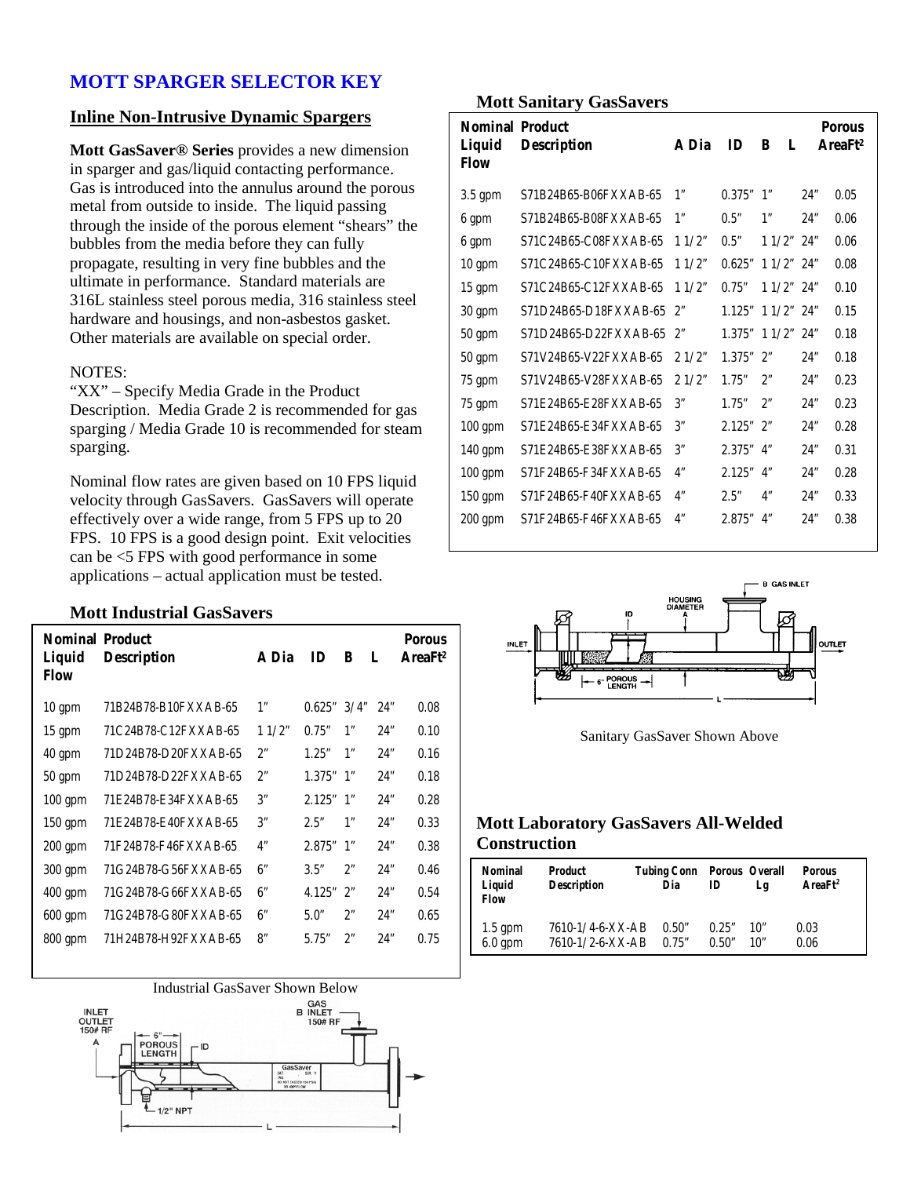# MOTT SPARGER SELECTOR KEY

## Inline Non-Intrusive Dynamic Spargers

**Mott GasSaver® Series** provides a new dimension in sparger and gas/liquid contacting performance. Gas is introduced into the annulus around the porous metal from outside to inside. The liquid passing through the inside of the porous element "shears" the bubbles from the media before they can fully propagate, resulting in very fine bubbles and the ultimate in performance. Standard materials are 316L stainless steel porous media, 316 stainless steel hardware and housings, and non-asbestos gasket. Other materials are available on special order.

NOTES:
"XX" – Specify Media Grade in the Product Description. Media Grade 2 is recommended for gas sparging / Media Grade 10 is recommended for steam sparging.

Nominal flow rates are given based on 10 FPS liquid velocity through GasSavers. GasSavers will operate effectively over a wide range, from 5 FPS up to 20 FPS. 10 FPS is a good design point. Exit velocities can be <5 FPS with good performance in some applications – actual application must be tested.

### Mott Industrial GasSavers

| Nominal Liquid Flow | Product Description | A Dia | ID | B | L | Porous AreaFt² |
|---|---|---|---|---|---|---|
| 10 gpm | 71B24B78-B10FXXAB-65 | 1" | 0.625" | 3/4" | 24" | 0.08 |
| 15 gpm | 71C24B78-C12FXXAB-65 | 1 1/2" | 0.75" | 1" | 24" | 0.10 |
| 40 gpm | 71D24B78-D20FXXAB-65 | 2" | 1.25" | 1" | 24" | 0.16 |
| 50 gpm | 71D24B78-D22FXXAB-65 | 2" | 1.375" | 1" | 24" | 0.18 |
| 100 gpm | 71E24B78-E34FXXAB-65 | 3" | 2.125" | 1" | 24" | 0.28 |
| 150 gpm | 71E24B78-E40FXXAB-65 | 3" | 2.5" | 1" | 24" | 0.33 |
| 200 gpm | 71F24B78-F46FXXAB-65 | 4" | 2.875" | 1" | 24" | 0.38 |
| 300 gpm | 71G24B78-G56FXXAB-65 | 6" | 3.5" | 2" | 24" | 0.46 |
| 400 gpm | 71G24B78-G66FXXAB-65 | 6" | 4.125" | 2" | 24" | 0.54 |
| 600 gpm | 71G24B78-G80FXXAB-65 | 6" | 5.0" | 2" | 24" | 0.65 |
| 800 gpm | 71H24B78-H92FXXAB-65 | 8" | 5.75" | 2" | 24" | 0.75 |

Industrial GasSaver Shown Below

### Mott Sanitary GasSavers

| Nominal Liquid Flow | Product Description | A Dia | ID | B | L | Porous AreaFt² |
|---|---|---|---|---|---|---|
| 3.5 gpm | S71B24B65-B06FXXAB-65 | 1" | 0.375" | 1" | 24" | 0.05 |
| 6 gpm | S71B24B65-B08FXXAB-65 | 1" | 0.5" | 1" | 24" | 0.06 |
| 6 gpm | S71C24B65-C08FXXAB-65 | 1 1/2" | 0.5" | 1 1/2" | 24" | 0.06 |
| 10 gpm | S71C24B65-C10FXXAB-65 | 1 1/2" | 0.625" | 1 1/2" | 24" | 0.08 |
| 15 gpm | S71C24B65-C12FXXAB-65 | 1 1/2" | 0.75" | 1 1/2" | 24" | 0.10 |
| 30 gpm | S71D24B65-D18FXXAB-65 | 2" | 1.125" | 1 1/2" | 24" | 0.15 |
| 50 gpm | S71D24B65-D22FXXAB-65 | 2" | 1.375" | 1 1/2" | 24" | 0.18 |
| 50 gpm | S71V24B65-V22FXXAB-65 | 2 1/2" | 1.375" | 2" | 24" | 0.18 |
| 75 gpm | S71V24B65-V28FXXAB-65 | 2 1/2" | 1.75" | 2" | 24" | 0.23 |
| 75 gpm | S71E24B65-E28FXXAB-65 | 3" | 1.75" | 2" | 24" | 0.23 |
| 100 gpm | S71E24B65-E34FXXAB-65 | 3" | 2.125" | 2" | 24" | 0.28 |
| 140 gpm | S71E24B65-E38FXXAB-65 | 3" | 2.375" | 4" | 24" | 0.31 |
| 100 gpm | S71F24B65-F34FXXAB-65 | 4" | 2.125" | 4" | 24" | 0.28 |
| 150 gpm | S71F24B65-F40FXXAB-65 | 4" | 2.5" | 4" | 24" | 0.33 |
| 200 gpm | S71F24B65-F46FXXAB-65 | 4" | 2.875" | 4" | 24" | 0.38 |

Sanitary GasSaver Shown Above

### Mott Laboratory GasSavers All-Welded Construction

| Nominal Liquid Flow | Product Description | Tubing Conn Dia | Porous ID | Overall Lg | Porous AreaFt² |
|---|---|---|---|---|---|
| 1.5 gpm | 7610-1/4-6-XX-AB | 0.50" | 0.25" | 10" | 0.03 |
| 6.0 gpm | 7610-1/2-6-XX-AB | 0.75" | 0.50" | 10" | 0.06 |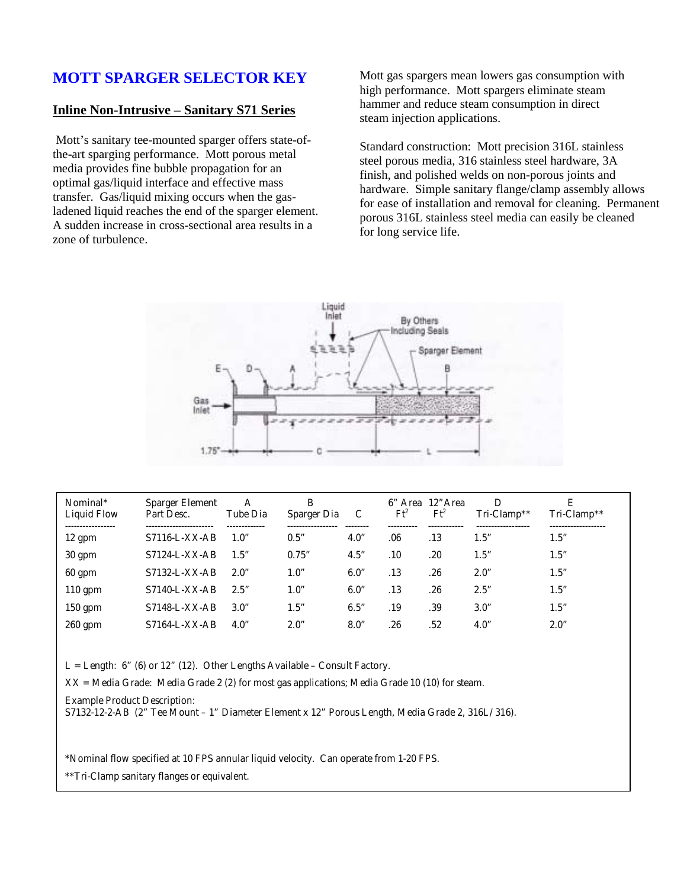# MOTT SPARGER SELECTOR KEY

## Inline Non-Intrusive – Sanitary S71 Series

Mott's sanitary tee-mounted sparger offers state-of-the-art sparging performance. Mott porous metal media provides fine bubble propagation for an optimal gas/liquid interface and effective mass transfer. Gas/liquid mixing occurs when the gas-ladened liquid reaches the end of the sparger element. A sudden increase in cross-sectional area results in a zone of turbulence.

Mott gas spargers mean lowers gas consumption with high performance. Mott spargers eliminate steam hammer and reduce steam consumption in direct steam injection applications.

Standard construction: Mott precision 316L stainless steel porous media, 316 stainless steel hardware, 3A finish, and polished welds on non-porous joints and hardware. Simple sanitary flange/clamp assembly allows for ease of installation and removal for cleaning. Permanent porous 316L stainless steel media can easily be cleaned for long service life.

| Nominal* Liquid Flow | Sparger Element Part Desc. | A Tube Dia | B Sparger Dia | C | 6" Area $Ft^2$ | 12" Area $Ft^2$ | D Tri-Clamp** | E Tri-Clamp** |
|---|---|---|---|---|---|---|---|---|
| 12 gpm | S7116-L-XX-AB | 1.0" | 0.5" | 4.0" | .06 | .13 | 1.5" | 1.5" |
| 30 gpm | S7124-L-XX-AB | 1.5" | 0.75" | 4.5" | .10 | .20 | 1.5" | 1.5" |
| 60 gpm | S7132-L-XX-AB | 2.0" | 1.0" | 6.0" | .13 | .26 | 2.0" | 1.5" |
| 110 gpm | S7140-L-XX-AB | 2.5" | 1.0" | 6.0" | .13 | .26 | 2.5" | 1.5" |
| 150 gpm | S7148-L-XX-AB | 3.0" | 1.5" | 6.5" | .19 | .39 | 3.0" | 1.5" |
| 260 gpm | S7164-L-XX-AB | 4.0" | 2.0" | 8.0" | .26 | .52 | 4.0" | 2.0" |

L = Length: 6" (6) or 12" (12). Other Lengths Available – Consult Factory.

XX = Media Grade: Media Grade 2 (2) for most gas applications; Media Grade 10 (10) for steam.

Example Product Description:
S7132-12-2-AB (2" Tee Mount – 1" Diameter Element x 12" Porous Length, Media Grade 2, 316L/316).

*Nominal flow specified at 10 FPS annular liquid velocity. Can operate from 1-20 FPS.

**Tri-Clamp sanitary flanges or equivalent.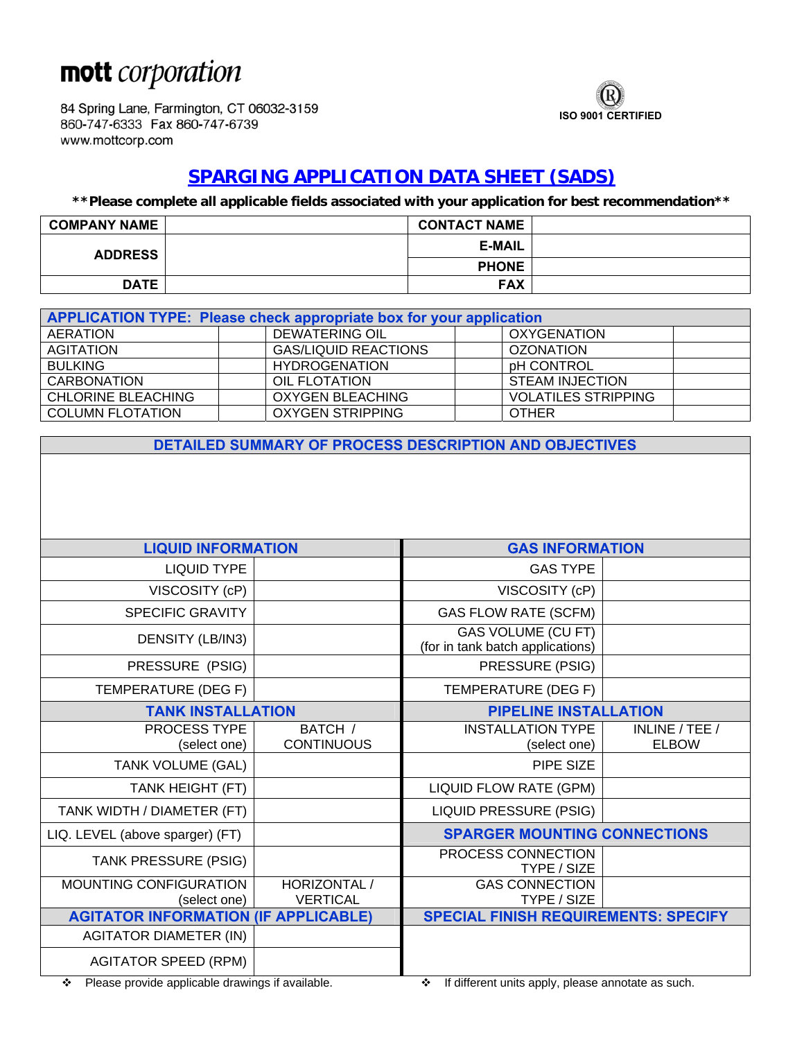**mott** *corporation*

84 Spring Lane, Farmington, CT 06032-3159
860-747-6333 Fax 860-747-6739
www.mottcorp.com

ISO 9001 CERTIFIED

# SPARGING APPLICATION DATA SHEET (SADS)

**\*\*Please complete all applicable fields associated with your application for best recommendation\*\***

| | | | |
|---|---|---|---|
| **COMPANY NAME** | | **CONTACT NAME** | |
| **ADDRESS** | | **E-MAIL** | |
| | | **PHONE** | |
| **DATE** | | **FAX** | |

| APPLICATION TYPE: Please check appropriate box for your application | | | | | |
|---|---|---|---|---|---|
| AERATION | | DEWATERING OIL | | OXYGENATION | |
| AGITATION | | GAS/LIQUID REACTIONS | | OZONATION | |
| BULKING | | HYDROGENATION | | pH CONTROL | |
| CARBONATION | | OIL FLOTATION | | STEAM INJECTION | |
| CHLORINE BLEACHING | | OXYGEN BLEACHING | | VOLATILES STRIPPING | |
| COLUMN FLOTATION | | OXYGEN STRIPPING | | OTHER | |

## DETAILED SUMMARY OF PROCESS DESCRIPTION AND OBJECTIVES

| LIQUID INFORMATION | | GAS INFORMATION | |
|---|---|---|---|
| LIQUID TYPE | | GAS TYPE | |
| VISCOSITY (cP) | | VISCOSITY (cP) | |
| SPECIFIC GRAVITY | | GAS FLOW RATE (SCFM) | |
| DENSITY (LB/IN3) | | GAS VOLUME (CU FT) (for in tank batch applications) | |
| PRESSURE (PSIG) | | PRESSURE (PSIG) | |
| TEMPERATURE (DEG F) | | TEMPERATURE (DEG F) | |
| **TANK INSTALLATION** | | **PIPELINE INSTALLATION** | |
| PROCESS TYPE (select one) | BATCH / CONTINUOUS | INSTALLATION TYPE (select one) | INLINE / TEE / ELBOW |
| TANK VOLUME (GAL) | | PIPE SIZE | |
| TANK HEIGHT (FT) | | LIQUID FLOW RATE (GPM) | |
| TANK WIDTH / DIAMETER (FT) | | LIQUID PRESSURE (PSIG) | |
| LIQ. LEVEL (above sparger) (FT) | | **SPARGER MOUNTING CONNECTIONS** | |
| TANK PRESSURE (PSIG) | | PROCESS CONNECTION TYPE / SIZE | |
| MOUNTING CONFIGURATION (select one) | HORIZONTAL / VERTICAL | GAS CONNECTION TYPE / SIZE | |
| **AGITATOR INFORMATION (IF APPLICABLE)** | | **SPECIAL FINISH REQUIREMENTS: SPECIFY** | |
| AGITATOR DIAMETER (IN) | | | |
| AGITATOR SPEED (RPM) | | | |

- Please provide applicable drawings if available.
- If different units apply, please annotate as such.